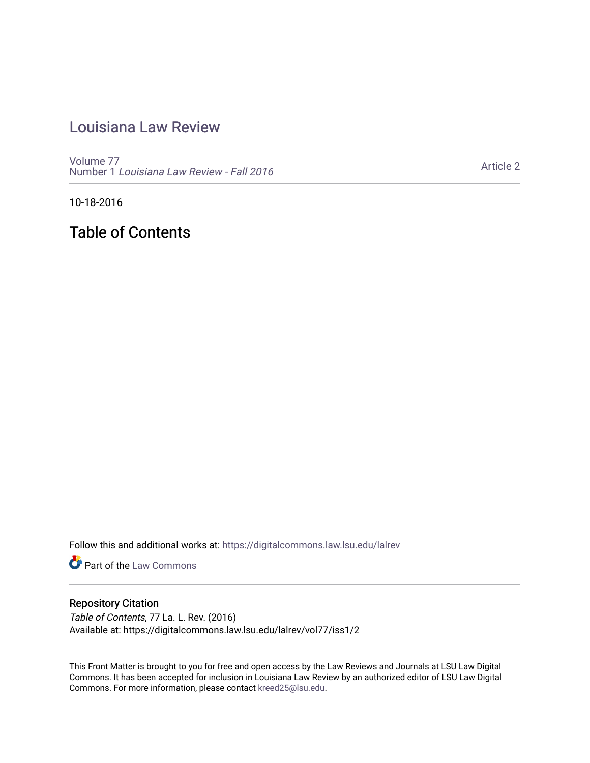# Louisiana Law Review

Volume 77
Number 1 *Louisiana Law Review - Fall 2016*

Article 2

10-18-2016

## Table of Contents

Follow this and additional works at: https://digitalcommons.law.lsu.edu/lalrev

Part of the Law Commons

### Repository Citation

*Table of Contents*, 77 La. L. Rev. (2016)
Available at: https://digitalcommons.law.lsu.edu/lalrev/vol77/iss1/2

This Front Matter is brought to you for free and open access by the Law Reviews and Journals at LSU Law Digital Commons. It has been accepted for inclusion in Louisiana Law Review by an authorized editor of LSU Law Digital Commons. For more information, please contact kreed25@lsu.edu.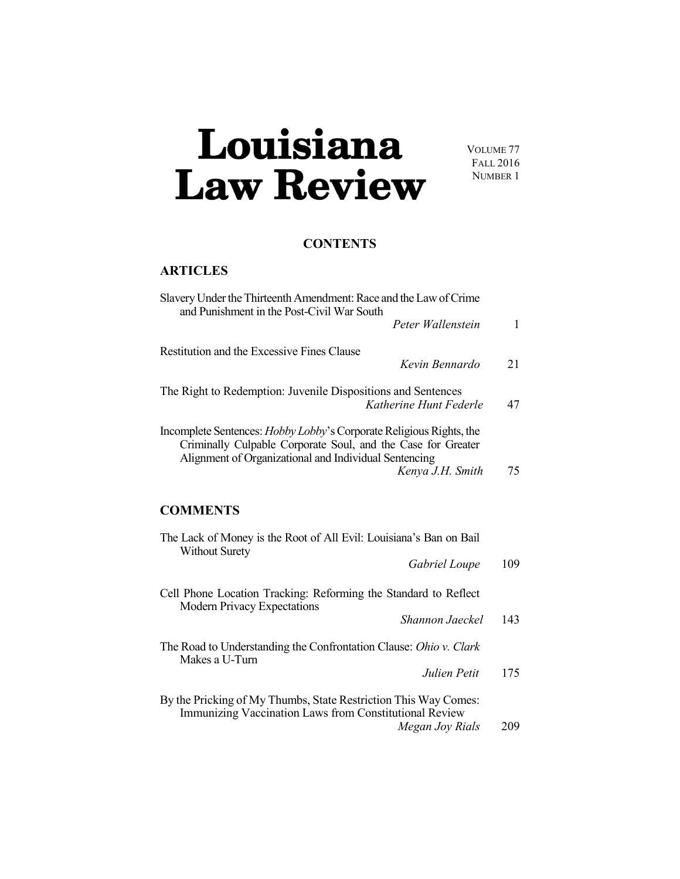# Louisiana Law Review

VOLUME 77
FALL 2016
NUMBER 1

## CONTENTS

### ARTICLES

Slavery Under the Thirteenth Amendment: Race and the Law of Crime and Punishment in the Post-Civil War South
*Peter Wallenstein* 1

Restitution and the Excessive Fines Clause
*Kevin Bennardo* 21

The Right to Redemption: Juvenile Dispositions and Sentences
*Katherine Hunt Federle* 47

Incomplete Sentences: *Hobby Lobby*'s Corporate Religious Rights, the Criminally Culpable Corporate Soul, and the Case for Greater Alignment of Organizational and Individual Sentencing
*Kenya J.H. Smith* 75

### COMMENTS

The Lack of Money is the Root of All Evil: Louisiana's Ban on Bail Without Surety
*Gabriel Loupe* 109

Cell Phone Location Tracking: Reforming the Standard to Reflect Modern Privacy Expectations
*Shannon Jaeckel* 143

The Road to Understanding the Confrontation Clause: *Ohio v. Clark* Makes a U-Turn
*Julien Petit* 175

By the Pricking of My Thumbs, State Restriction This Way Comes: Immunizing Vaccination Laws from Constitutional Review
*Megan Joy Rials* 209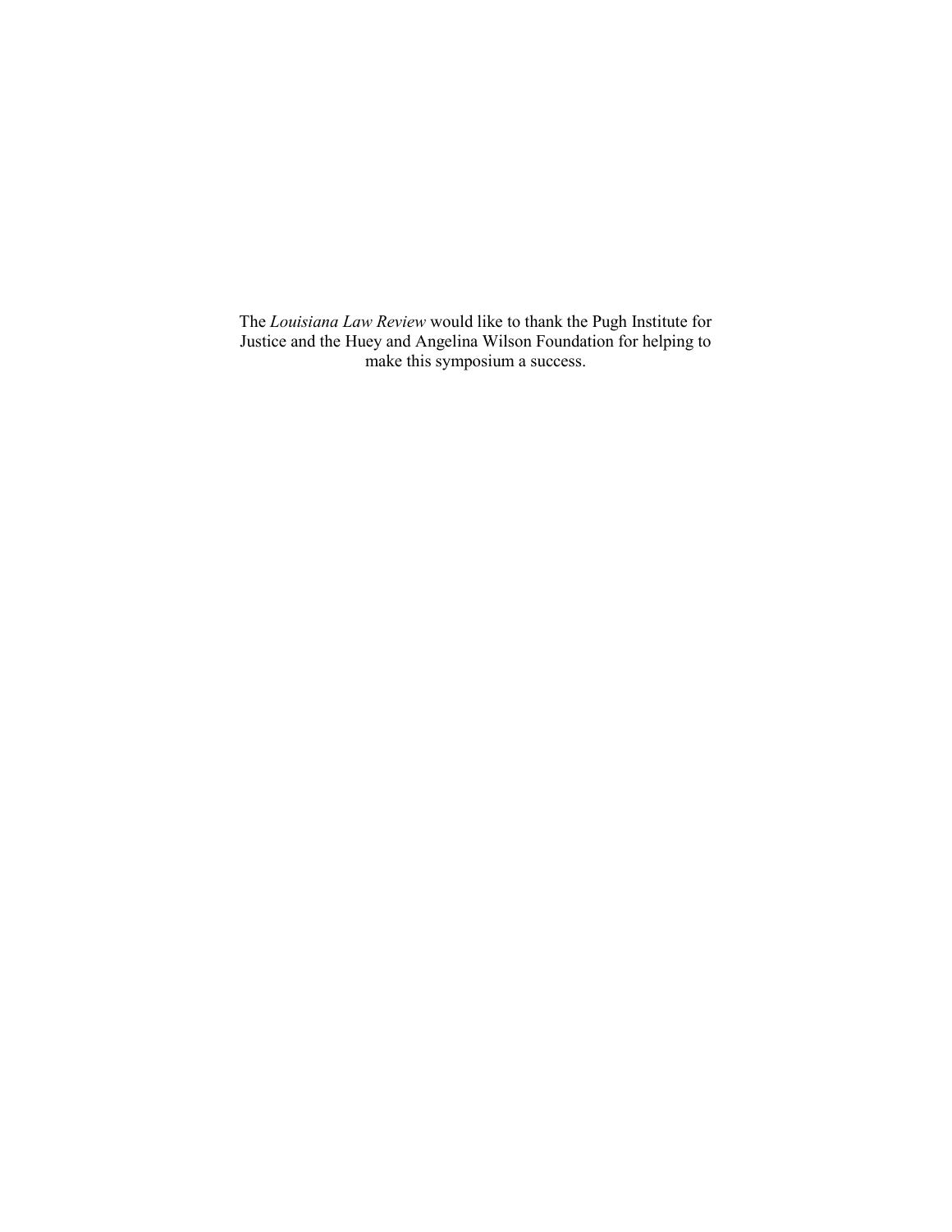The *Louisiana Law Review* would like to thank the Pugh Institute for Justice and the Huey and Angelina Wilson Foundation for helping to make this symposium a success.